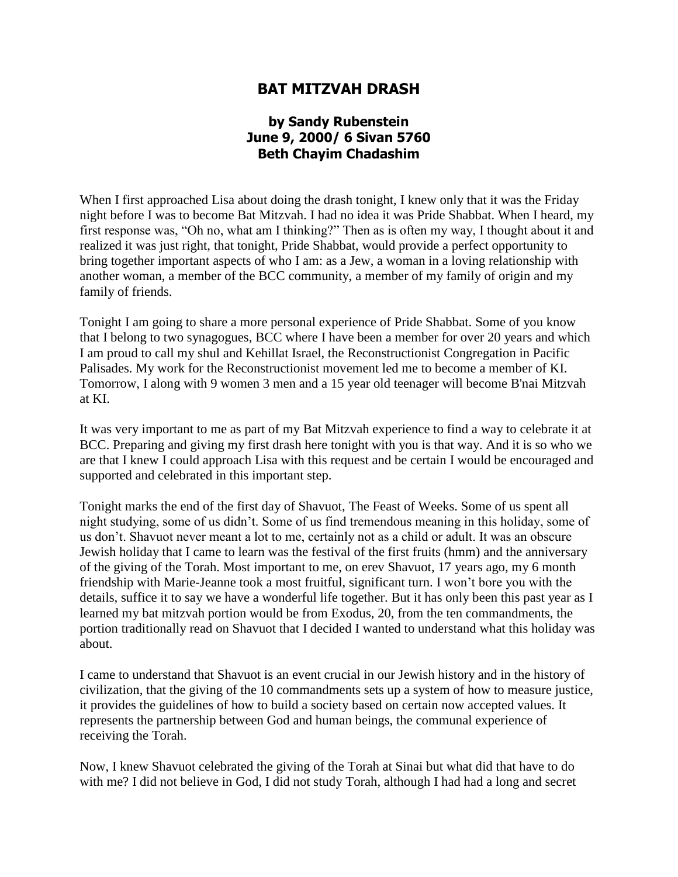# BAT MITZVAH DRASH

### by Sandy Rubenstein
### June 9, 2000/ 6 Sivan 5760
### Beth Chayim Chadashim

When I first approached Lisa about doing the drash tonight, I knew only that it was the Friday night before I was to become Bat Mitzvah. I had no idea it was Pride Shabbat. When I heard, my first response was, "Oh no, what am I thinking?" Then as is often my way, I thought about it and realized it was just right, that tonight, Pride Shabbat, would provide a perfect opportunity to bring together important aspects of who I am: as a Jew, a woman in a loving relationship with another woman, a member of the BCC community, a member of my family of origin and my family of friends.

Tonight I am going to share a more personal experience of Pride Shabbat. Some of you know that I belong to two synagogues, BCC where I have been a member for over 20 years and which I am proud to call my shul and Kehillat Israel, the Reconstructionist Congregation in Pacific Palisades. My work for the Reconstructionist movement led me to become a member of KI. Tomorrow, I along with 9 women 3 men and a 15 year old teenager will become B'nai Mitzvah at KI.

It was very important to me as part of my Bat Mitzvah experience to find a way to celebrate it at BCC. Preparing and giving my first drash here tonight with you is that way. And it is so who we are that I knew I could approach Lisa with this request and be certain I would be encouraged and supported and celebrated in this important step.

Tonight marks the end of the first day of Shavuot, The Feast of Weeks. Some of us spent all night studying, some of us didn't. Some of us find tremendous meaning in this holiday, some of us don't. Shavuot never meant a lot to me, certainly not as a child or adult. It was an obscure Jewish holiday that I came to learn was the festival of the first fruits (hmm) and the anniversary of the giving of the Torah. Most important to me, on erev Shavuot, 17 years ago, my 6 month friendship with Marie-Jeanne took a most fruitful, significant turn. I won't bore you with the details, suffice it to say we have a wonderful life together. But it has only been this past year as I learned my bat mitzvah portion would be from Exodus, 20, from the ten commandments, the portion traditionally read on Shavuot that I decided I wanted to understand what this holiday was about.

I came to understand that Shavuot is an event crucial in our Jewish history and in the history of civilization, that the giving of the 10 commandments sets up a system of how to measure justice, it provides the guidelines of how to build a society based on certain now accepted values. It represents the partnership between God and human beings, the communal experience of receiving the Torah.

Now, I knew Shavuot celebrated the giving of the Torah at Sinai but what did that have to do with me? I did not believe in God, I did not study Torah, although I had had a long and secret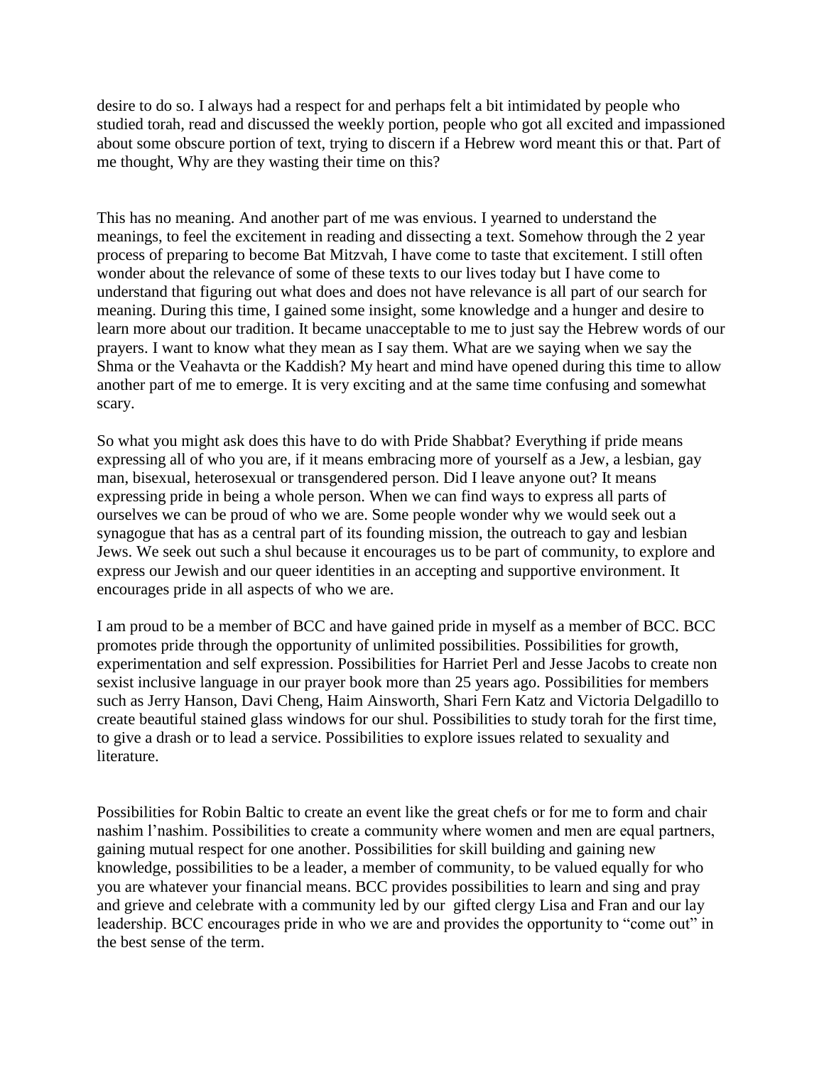desire to do so. I always had a respect for and perhaps felt a bit intimidated by people who studied torah, read and discussed the weekly portion, people who got all excited and impassioned about some obscure portion of text, trying to discern if a Hebrew word meant this or that. Part of me thought, Why are they wasting their time on this?

This has no meaning. And another part of me was envious. I yearned to understand the meanings, to feel the excitement in reading and dissecting a text. Somehow through the 2 year process of preparing to become Bat Mitzvah, I have come to taste that excitement. I still often wonder about the relevance of some of these texts to our lives today but I have come to understand that figuring out what does and does not have relevance is all part of our search for meaning. During this time, I gained some insight, some knowledge and a hunger and desire to learn more about our tradition. It became unacceptable to me to just say the Hebrew words of our prayers. I want to know what they mean as I say them. What are we saying when we say the Shma or the Veahavta or the Kaddish? My heart and mind have opened during this time to allow another part of me to emerge. It is very exciting and at the same time confusing and somewhat scary.

So what you might ask does this have to do with Pride Shabbat? Everything if pride means expressing all of who you are, if it means embracing more of yourself as a Jew, a lesbian, gay man, bisexual, heterosexual or transgendered person. Did I leave anyone out? It means expressing pride in being a whole person. When we can find ways to express all parts of ourselves we can be proud of who we are. Some people wonder why we would seek out a synagogue that has as a central part of its founding mission, the outreach to gay and lesbian Jews. We seek out such a shul because it encourages us to be part of community, to explore and express our Jewish and our queer identities in an accepting and supportive environment. It encourages pride in all aspects of who we are.

I am proud to be a member of BCC and have gained pride in myself as a member of BCC. BCC promotes pride through the opportunity of unlimited possibilities. Possibilities for growth, experimentation and self expression. Possibilities for Harriet Perl and Jesse Jacobs to create non sexist inclusive language in our prayer book more than 25 years ago. Possibilities for members such as Jerry Hanson, Davi Cheng, Haim Ainsworth, Shari Fern Katz and Victoria Delgadillo to create beautiful stained glass windows for our shul. Possibilities to study torah for the first time, to give a drash or to lead a service. Possibilities to explore issues related to sexuality and literature.

Possibilities for Robin Baltic to create an event like the great chefs or for me to form and chair nashim l'nashim. Possibilities to create a community where women and men are equal partners, gaining mutual respect for one another. Possibilities for skill building and gaining new knowledge, possibilities to be a leader, a member of community, to be valued equally for who you are whatever your financial means. BCC provides possibilities to learn and sing and pray and grieve and celebrate with a community led by our gifted clergy Lisa and Fran and our lay leadership. BCC encourages pride in who we are and provides the opportunity to "come out" in the best sense of the term.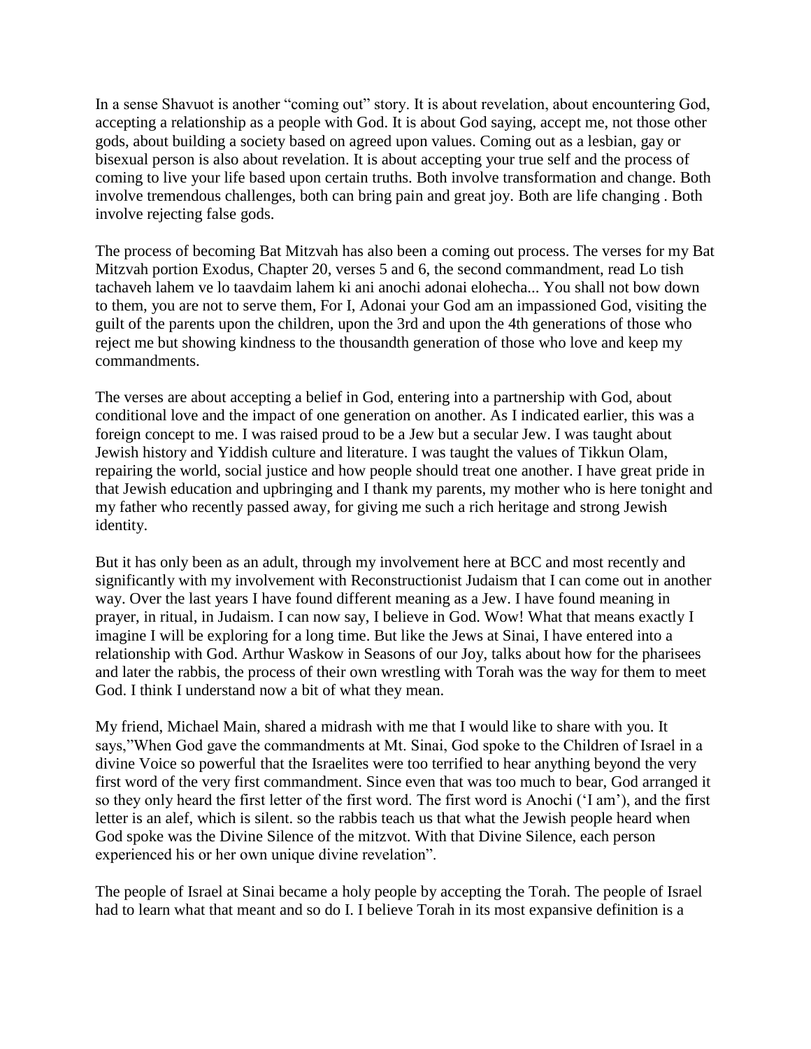In a sense Shavuot is another "coming out" story. It is about revelation, about encountering God, accepting a relationship as a people with God. It is about God saying, accept me, not those other gods, about building a society based on agreed upon values. Coming out as a lesbian, gay or bisexual person is also about revelation. It is about accepting your true self and the process of coming to live your life based upon certain truths. Both involve transformation and change. Both involve tremendous challenges, both can bring pain and great joy. Both are life changing . Both involve rejecting false gods.

The process of becoming Bat Mitzvah has also been a coming out process. The verses for my Bat Mitzvah portion Exodus, Chapter 20, verses 5 and 6, the second commandment, read Lo tish tachaveh lahem ve lo taavdaim lahem ki ani anochi adonai elohecha... You shall not bow down to them, you are not to serve them, For I, Adonai your God am an impassioned God, visiting the guilt of the parents upon the children, upon the 3rd and upon the 4th generations of those who reject me but showing kindness to the thousandth generation of those who love and keep my commandments.

The verses are about accepting a belief in God, entering into a partnership with God, about conditional love and the impact of one generation on another. As I indicated earlier, this was a foreign concept to me. I was raised proud to be a Jew but a secular Jew. I was taught about Jewish history and Yiddish culture and literature. I was taught the values of Tikkun Olam, repairing the world, social justice and how people should treat one another. I have great pride in that Jewish education and upbringing and I thank my parents, my mother who is here tonight and my father who recently passed away, for giving me such a rich heritage and strong Jewish identity.

But it has only been as an adult, through my involvement here at BCC and most recently and significantly with my involvement with Reconstructionist Judaism that I can come out in another way. Over the last years I have found different meaning as a Jew. I have found meaning in prayer, in ritual, in Judaism. I can now say, I believe in God. Wow! What that means exactly I imagine I will be exploring for a long time. But like the Jews at Sinai, I have entered into a relationship with God. Arthur Waskow in Seasons of our Joy, talks about how for the pharisees and later the rabbis, the process of their own wrestling with Torah was the way for them to meet God. I think I understand now a bit of what they mean.

My friend, Michael Main, shared a midrash with me that I would like to share with you. It says,"When God gave the commandments at Mt. Sinai, God spoke to the Children of Israel in a divine Voice so powerful that the Israelites were too terrified to hear anything beyond the very first word of the very first commandment. Since even that was too much to bear, God arranged it so they only heard the first letter of the first word. The first word is Anochi ('I am'), and the first letter is an alef, which is silent. so the rabbis teach us that what the Jewish people heard when God spoke was the Divine Silence of the mitzvot. With that Divine Silence, each person experienced his or her own unique divine revelation".

The people of Israel at Sinai became a holy people by accepting the Torah. The people of Israel had to learn what that meant and so do I. I believe Torah in its most expansive definition is a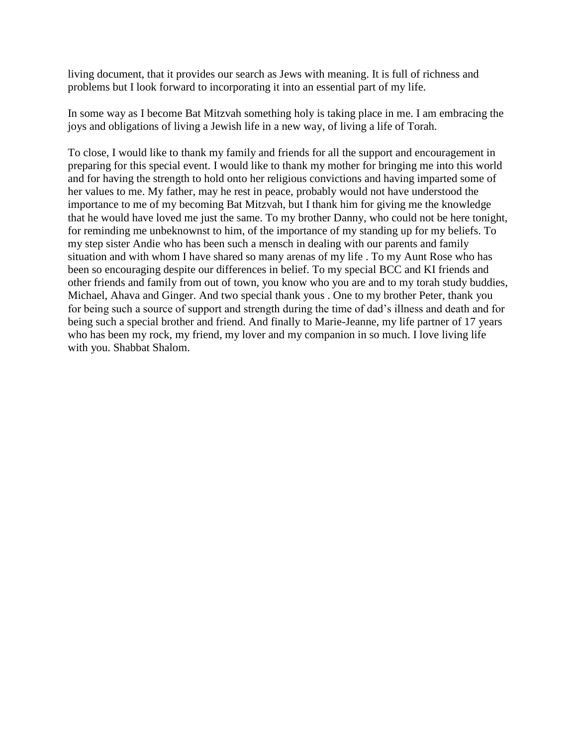living document, that it provides our search as Jews with meaning. It is full of richness and problems but I look forward to incorporating it into an essential part of my life.

In some way as I become Bat Mitzvah something holy is taking place in me. I am embracing the joys and obligations of living a Jewish life in a new way, of living a life of Torah.

To close, I would like to thank my family and friends for all the support and encouragement in preparing for this special event. I would like to thank my mother for bringing me into this world and for having the strength to hold onto her religious convictions and having imparted some of her values to me. My father, may he rest in peace, probably would not have understood the importance to me of my becoming Bat Mitzvah, but I thank him for giving me the knowledge that he would have loved me just the same. To my brother Danny, who could not be here tonight, for reminding me unbeknownst to him, of the importance of my standing up for my beliefs. To my step sister Andie who has been such a mensch in dealing with our parents and family situation and with whom I have shared so many arenas of my life . To my Aunt Rose who has been so encouraging despite our differences in belief. To my special BCC and KI friends and other friends and family from out of town, you know who you are and to my torah study buddies, Michael, Ahava and Ginger. And two special thank yous . One to my brother Peter, thank you for being such a source of support and strength during the time of dad's illness and death and for being such a special brother and friend. And finally to Marie-Jeanne, my life partner of 17 years who has been my rock, my friend, my lover and my companion in so much. I love living life with you. Shabbat Shalom.